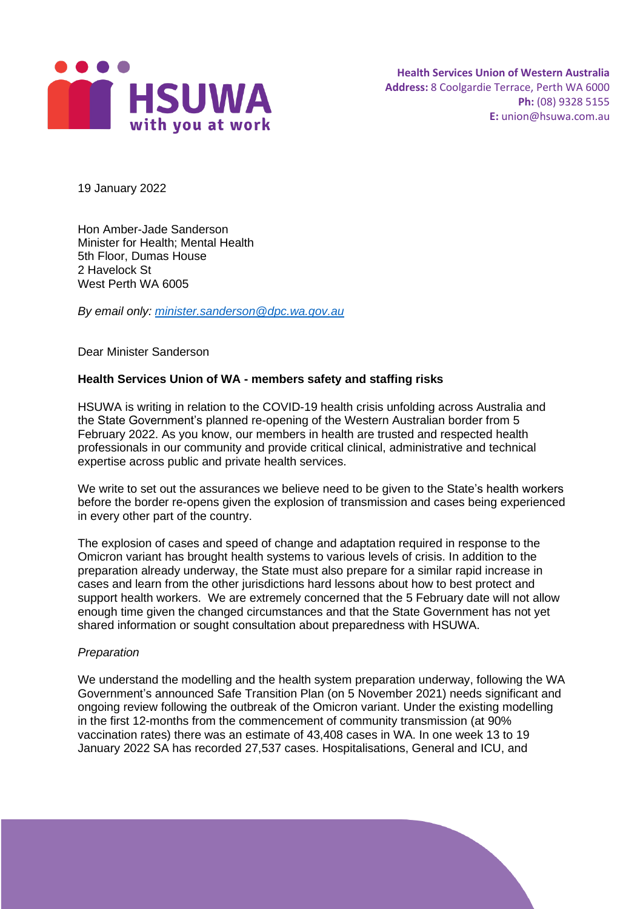**HSUWA** with you at work

**Health Services Union of Western Australia**
**Address:** 8 Coolgardie Terrace, Perth WA 6000
**Ph:** (08) 9328 5155
**E:** union@hsuwa.com.au

19 January 2022

Hon Amber-Jade Sanderson
Minister for Health; Mental Health
5th Floor, Dumas House
2 Havelock St
West Perth WA 6005

*By email only: minister.sanderson@dpc.wa.gov.au*

Dear Minister Sanderson

**Health Services Union of WA - members safety and staffing risks**

HSUWA is writing in relation to the COVID-19 health crisis unfolding across Australia and the State Government's planned re-opening of the Western Australian border from 5 February 2022. As you know, our members in health are trusted and respected health professionals in our community and provide critical clinical, administrative and technical expertise across public and private health services.

We write to set out the assurances we believe need to be given to the State's health workers before the border re-opens given the explosion of transmission and cases being experienced in every other part of the country.

The explosion of cases and speed of change and adaptation required in response to the Omicron variant has brought health systems to various levels of crisis. In addition to the preparation already underway, the State must also prepare for a similar rapid increase in cases and learn from the other jurisdictions hard lessons about how to best protect and support health workers. We are extremely concerned that the 5 February date will not allow enough time given the changed circumstances and that the State Government has not yet shared information or sought consultation about preparedness with HSUWA.

*Preparation*

We understand the modelling and the health system preparation underway, following the WA Government's announced Safe Transition Plan (on 5 November 2021) needs significant and ongoing review following the outbreak of the Omicron variant. Under the existing modelling in the first 12-months from the commencement of community transmission (at 90% vaccination rates) there was an estimate of 43,408 cases in WA. In one week 13 to 19 January 2022 SA has recorded 27,537 cases. Hospitalisations, General and ICU, and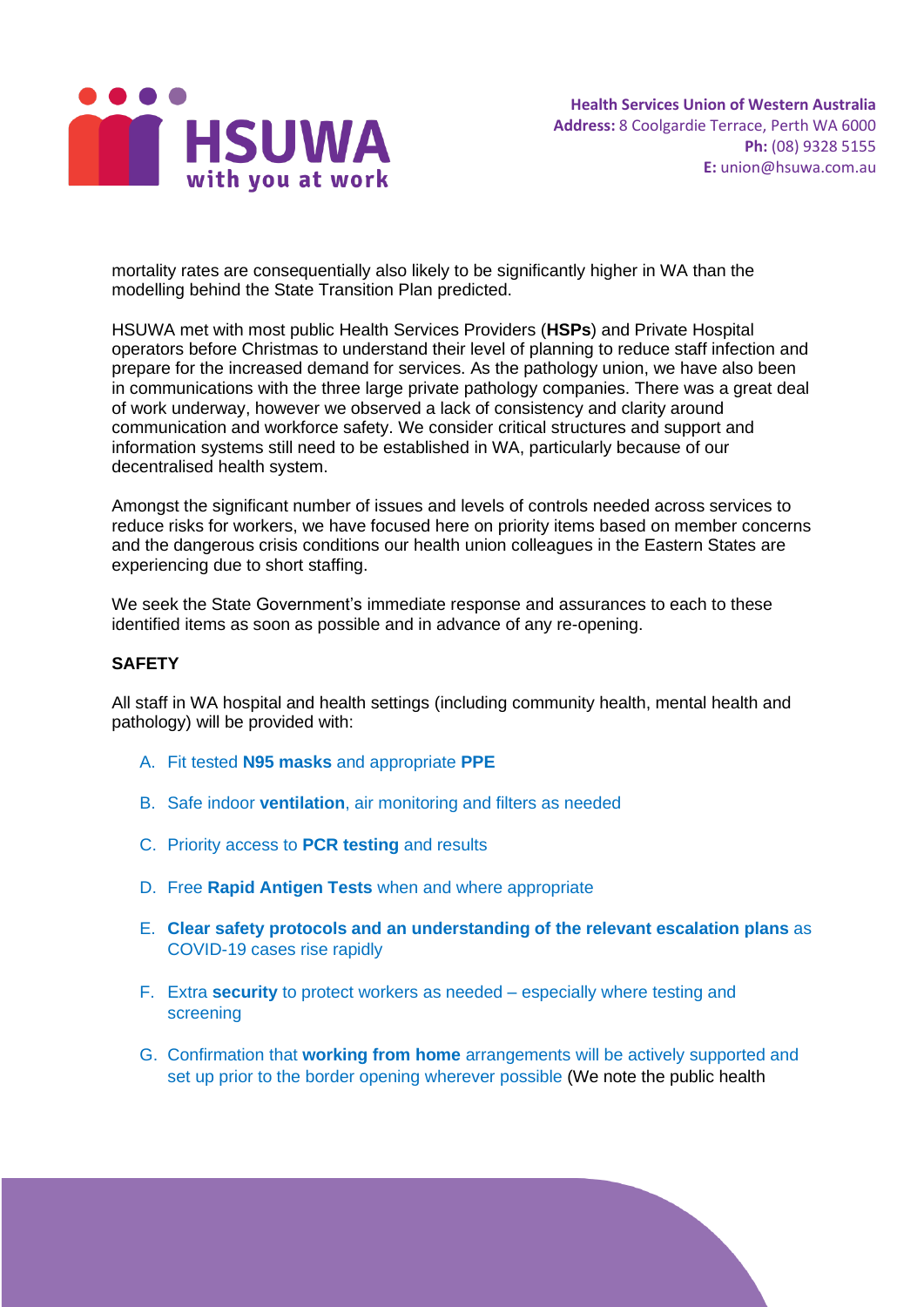mortality rates are consequentially also likely to be significantly higher in WA than the modelling behind the State Transition Plan predicted.

HSUWA met with most public Health Services Providers (**HSPs**) and Private Hospital operators before Christmas to understand their level of planning to reduce staff infection and prepare for the increased demand for services. As the pathology union, we have also been in communications with the three large private pathology companies. There was a great deal of work underway, however we observed a lack of consistency and clarity around communication and workforce safety. We consider critical structures and support and information systems still need to be established in WA, particularly because of our decentralised health system.

Amongst the significant number of issues and levels of controls needed across services to reduce risks for workers, we have focused here on priority items based on member concerns and the dangerous crisis conditions our health union colleagues in the Eastern States are experiencing due to short staffing.

We seek the State Government's immediate response and assurances to each to these identified items as soon as possible and in advance of any re-opening.

**SAFETY**

All staff in WA hospital and health settings (including community health, mental health and pathology) will be provided with:

A. Fit tested **N95 masks** and appropriate **PPE**

B. Safe indoor **ventilation**, air monitoring and filters as needed

C. Priority access to **PCR testing** and results

D. Free **Rapid Antigen Tests** when and where appropriate

E. **Clear safety protocols and an understanding of the relevant escalation plans** as COVID-19 cases rise rapidly

F. Extra **security** to protect workers as needed – especially where testing and screening

G. Confirmation that **working from home** arrangements will be actively supported and set up prior to the border opening wherever possible (We note the public health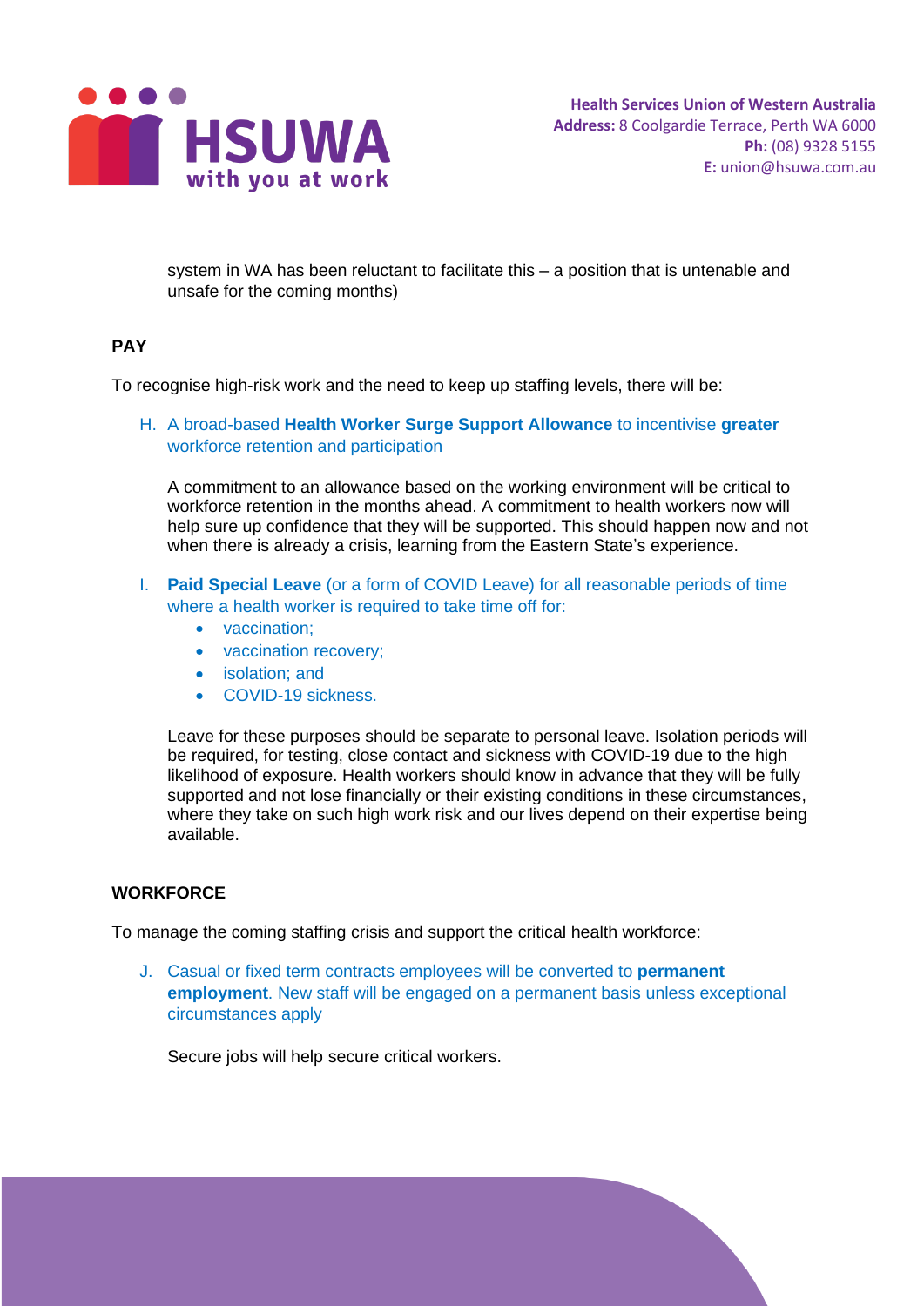system in WA has been reluctant to facilitate this – a position that is untenable and unsafe for the coming months)

## PAY

To recognise high-risk work and the need to keep up staffing levels, there will be:

H. A broad-based **Health Worker Surge Support Allowance** to incentivise **greater** workforce retention and participation

   A commitment to an allowance based on the working environment will be critical to workforce retention in the months ahead. A commitment to health workers now will help sure up confidence that they will be supported. This should happen now and not when there is already a crisis, learning from the Eastern State's experience.

I. **Paid Special Leave** (or a form of COVID Leave) for all reasonable periods of time where a health worker is required to take time off for:
   - vaccination;
   - vaccination recovery;
   - isolation; and
   - COVID-19 sickness.

   Leave for these purposes should be separate to personal leave. Isolation periods will be required, for testing, close contact and sickness with COVID-19 due to the high likelihood of exposure. Health workers should know in advance that they will be fully supported and not lose financially or their existing conditions in these circumstances, where they take on such high work risk and our lives depend on their expertise being available.

## WORKFORCE

To manage the coming staffing crisis and support the critical health workforce:

J. Casual or fixed term contracts employees will be converted to **permanent employment**. New staff will be engaged on a permanent basis unless exceptional circumstances apply

   Secure jobs will help secure critical workers.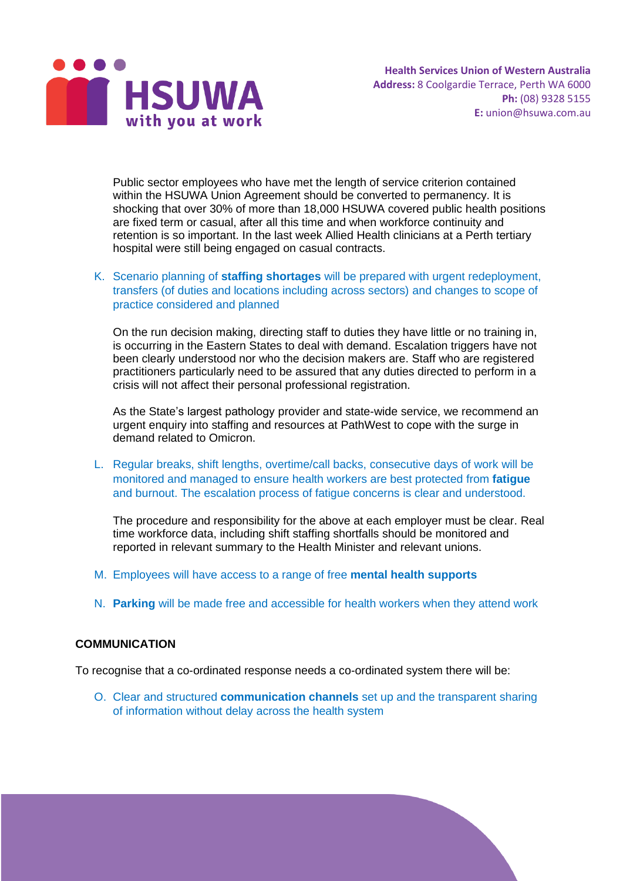Public sector employees who have met the length of service criterion contained within the HSUWA Union Agreement should be converted to permanency. It is shocking that over 30% of more than 18,000 HSUWA covered public health positions are fixed term or casual, after all this time and when workforce continuity and retention is so important. In the last week Allied Health clinicians at a Perth tertiary hospital were still being engaged on casual contracts.

K. Scenario planning of **staffing shortages** will be prepared with urgent redeployment, transfers (of duties and locations including across sectors) and changes to scope of practice considered and planned

   On the run decision making, directing staff to duties they have little or no training in, is occurring in the Eastern States to deal with demand. Escalation triggers have not been clearly understood nor who the decision makers are. Staff who are registered practitioners particularly need to be assured that any duties directed to perform in a crisis will not affect their personal professional registration.

   As the State's largest pathology provider and state-wide service, we recommend an urgent enquiry into staffing and resources at PathWest to cope with the surge in demand related to Omicron.

L. Regular breaks, shift lengths, overtime/call backs, consecutive days of work will be monitored and managed to ensure health workers are best protected from **fatigue** and burnout. The escalation process of fatigue concerns is clear and understood.

   The procedure and responsibility for the above at each employer must be clear. Real time workforce data, including shift staffing shortfalls should be monitored and reported in relevant summary to the Health Minister and relevant unions.

M. Employees will have access to a range of free **mental health supports**

N. **Parking** will be made free and accessible for health workers when they attend work

**COMMUNICATION**

To recognise that a co-ordinated response needs a co-ordinated system there will be:

O. Clear and structured **communication channels** set up and the transparent sharing of information without delay across the health system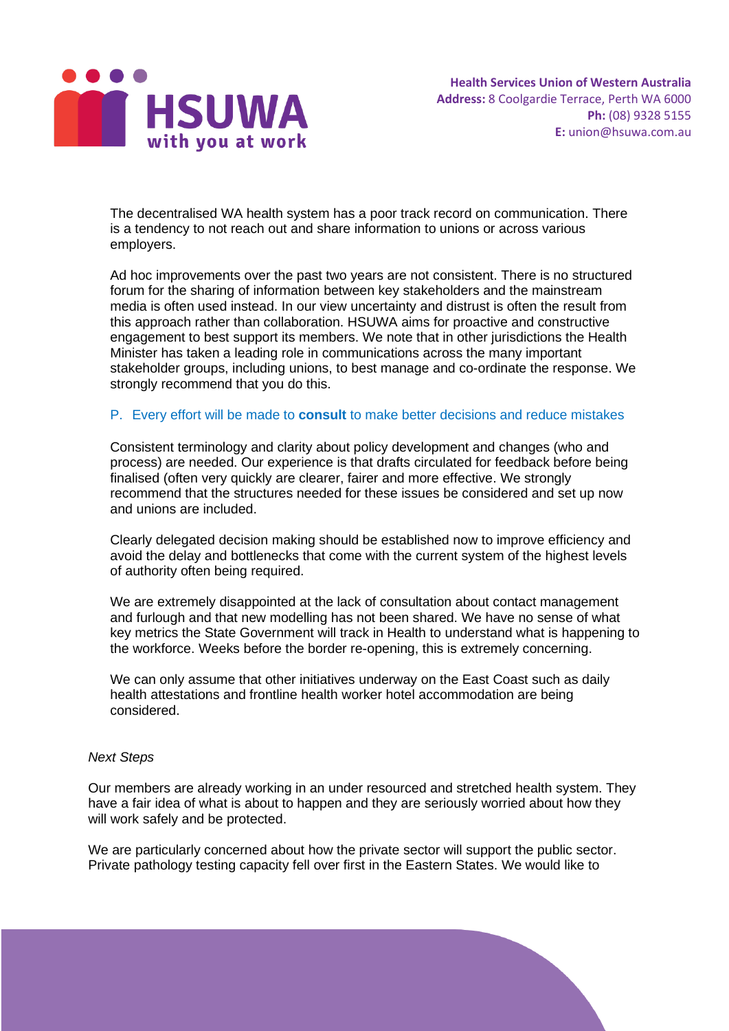The decentralised WA health system has a poor track record on communication. There is a tendency to not reach out and share information to unions or across various employers.

Ad hoc improvements over the past two years are not consistent. There is no structured forum for the sharing of information between key stakeholders and the mainstream media is often used instead. In our view uncertainty and distrust is often the result from this approach rather than collaboration. HSUWA aims for proactive and constructive engagement to best support its members. We note that in other jurisdictions the Health Minister has taken a leading role in communications across the many important stakeholder groups, including unions, to best manage and co-ordinate the response. We strongly recommend that you do this.

P. Every effort will be made to **consult** to make better decisions and reduce mistakes

Consistent terminology and clarity about policy development and changes (who and process) are needed. Our experience is that drafts circulated for feedback before being finalised (often very quickly are clearer, fairer and more effective. We strongly recommend that the structures needed for these issues be considered and set up now and unions are included.

Clearly delegated decision making should be established now to improve efficiency and avoid the delay and bottlenecks that come with the current system of the highest levels of authority often being required.

We are extremely disappointed at the lack of consultation about contact management and furlough and that new modelling has not been shared. We have no sense of what key metrics the State Government will track in Health to understand what is happening to the workforce. Weeks before the border re-opening, this is extremely concerning.

We can only assume that other initiatives underway on the East Coast such as daily health attestations and frontline health worker hotel accommodation are being considered.

*Next Steps*

Our members are already working in an under resourced and stretched health system. They have a fair idea of what is about to happen and they are seriously worried about how they will work safely and be protected.

We are particularly concerned about how the private sector will support the public sector. Private pathology testing capacity fell over first in the Eastern States. We would like to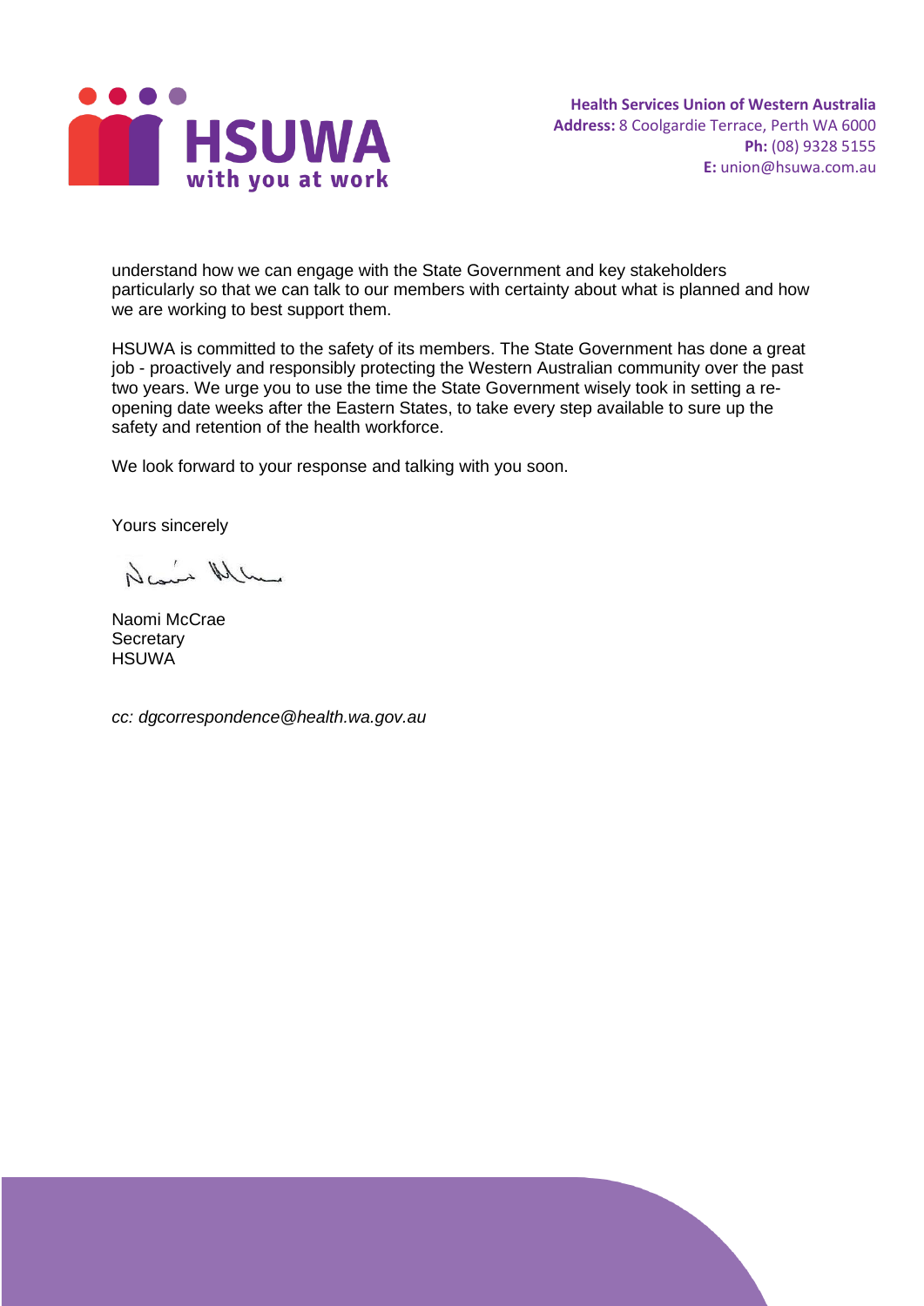understand how we can engage with the State Government and key stakeholders particularly so that we can talk to our members with certainty about what is planned and how we are working to best support them.

HSUWA is committed to the safety of its members. The State Government has done a great job - proactively and responsibly protecting the Western Australian community over the past two years. We urge you to use the time the State Government wisely took in setting a re-opening date weeks after the Eastern States, to take every step available to sure up the safety and retention of the health workforce.

We look forward to your response and talking with you soon.

Yours sincerely

Naomi McCrae
Secretary
HSUWA

*cc: dgcorrespondence@health.wa.gov.au*